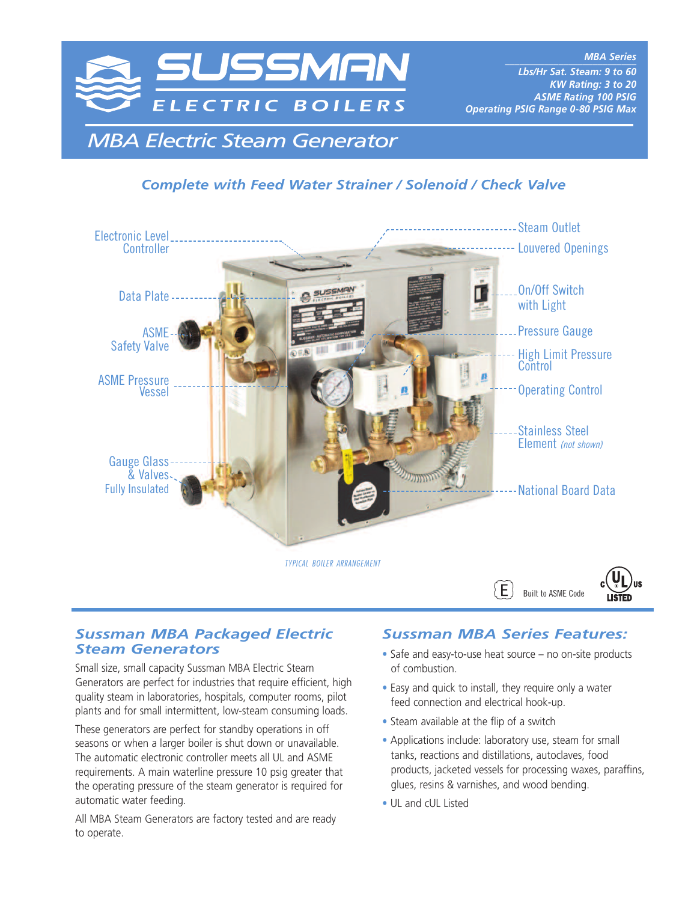# SUSSMAN ELECTRIC BOILERS

**MBA Series**
**Lbs/Hr Sat. Steam: 9 to 60**
**KW Rating: 3 to 20**
**ASME Rating 100 PSIG**
**Operating PSIG Range 0-80 PSIG Max**

## *MBA Electric Steam Generator*

### *Complete with Feed Water Strainer / Solenoid / Check Valve*

Electronic Level Controller

Data Plate

ASME Safety Valve

ASME Pressure Vessel

Gauge Glass & Valves

Fully Insulated

Steam Outlet

Louvered Openings

On/Off Switch with Light

Pressure Gauge

High Limit Pressure Control

Operating Control

Stainless Steel Element *(not shown)*

National Board Data

*TYPICAL BOILER ARRANGEMENT*

Built to ASME Code

c UL us LISTED

## *Sussman MBA Packaged Electric Steam Generators*

Small size, small capacity Sussman MBA Electric Steam Generators are perfect for industries that require efficient, high quality steam in laboratories, hospitals, computer rooms, pilot plants and for small intermittent, low-steam consuming loads.

These generators are perfect for standby operations in off seasons or when a larger boiler is shut down or unavailable. The automatic electronic controller meets all UL and ASME requirements. A main waterline pressure 10 psig greater that the operating pressure of the steam generator is required for automatic water feeding.

All MBA Steam Generators are factory tested and are ready to operate.

## *Sussman MBA Series Features:*

- Safe and easy-to-use heat source – no on-site products of combustion.
- Easy and quick to install, they require only a water feed connection and electrical hook-up.
- Steam available at the flip of a switch
- Applications include: laboratory use, steam for small tanks, reactions and distillations, autoclaves, food products, jacketed vessels for processing waxes, paraffins, glues, resins & varnishes, and wood bending.
- UL and cUL Listed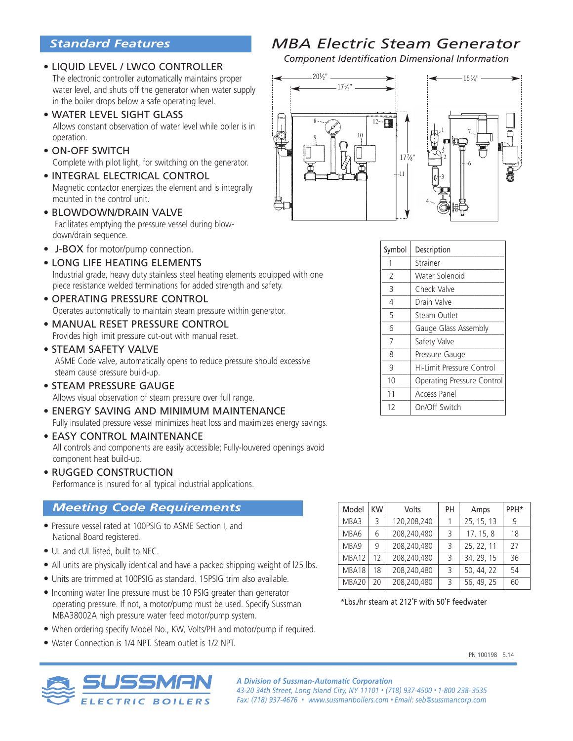## Standard Features

- **LIQUID LEVEL / LWCO CONTROLLER**
  The electronic controller automatically maintains proper water level, and shuts off the generator when water supply in the boiler drops below a safe operating level.
- **WATER LEVEL SIGHT GLASS**
  Allows constant observation of water level while boiler is in operation.
- **ON-OFF SWITCH**
  Complete with pilot light, for switching on the generator.
- **INTEGRAL ELECTRICAL CONTROL**
  Magnetic contactor energizes the element and is integrally mounted in the control unit.
- **BLOWDOWN/DRAIN VALVE**
  Facilitates emptying the pressure vessel during blow-down/drain sequence.
- **J-BOX** for motor/pump connection.
- **LONG LIFE HEATING ELEMENTS**
  Industrial grade, heavy duty stainless steel heating elements equipped with one piece resistance welded terminations for added strength and safety.
- **OPERATING PRESSURE CONTROL**
  Operates automatically to maintain steam pressure within generator.
- **MANUAL RESET PRESSURE CONTROL**
  Provides high limit pressure cut-out with manual reset.
- **STEAM SAFETY VALVE**
  ASME Code valve, automatically opens to reduce pressure should excessive steam cause pressure build-up.
- **STEAM PRESSURE GAUGE**
  Allows visual observation of steam pressure over full range.
- **ENERGY SAVING AND MINIMUM MAINTENANCE**
  Fully insulated pressure vessel minimizes heat loss and maximizes energy savings.
- **EASY CONTROL MAINTENANCE**
  All controls and components are easily accessible; Fully-louvered openings avoid component heat build-up.
- **RUGGED CONSTRUCTION**
  Performance is insured for all typical industrial applications.

# *MBA Electric Steam Generator*

*Component Identification Dimensional Information*

20½"
17½"
15¾"
17⅞"

| Symbol | Description |
|---|---|
| 1 | Strainer |
| 2 | Water Solenoid |
| 3 | Check Valve |
| 4 | Drain Valve |
| 5 | Steam Outlet |
| 6 | Gauge Glass Assembly |
| 7 | Safety Valve |
| 8 | Pressure Gauge |
| 9 | Hi-Limit Pressure Control |
| 10 | Operating Pressure Control |
| 11 | Access Panel |
| 12 | On/Off Switch |

## Meeting Code Requirements

- Pressure vessel rated at 100PSIG to ASME Section I, and National Board registered.
- UL and cUL listed, built to NEC.
- All units are physically identical and have a packed shipping weight of I25 lbs.
- Units are trimmed at 100PSIG as standard. 15PSIG trim also available.
- Incoming water line pressure must be 10 PSIG greater than generator operating pressure. If not, a motor/pump must be used. Specify Sussman MBA38002A high pressure water feed motor/pump system.
- When ordering specify Model No., KW, Volts/PH and motor/pump if required.
- Water Connection is 1/4 NPT. Steam outlet is 1/2 NPT.

| Model | KW | Volts | PH | Amps | PPH* |
|---|---|---|---|---|---|
| MBA3 | 3 | 120,208,240 | 1 | 25, 15, 13 | 9 |
| MBA6 | 6 | 208,240,480 | 3 | 17, 15, 8 | 18 |
| MBA9 | 9 | 208,240,480 | 3 | 25, 22, 11 | 27 |
| MBA12 | 12 | 208,240,480 | 3 | 34, 29, 15 | 36 |
| MBA18 | 18 | 208,240,480 | 3 | 50, 44, 22 | 54 |
| MBA20 | 20 | 208,240,480 | 3 | 56, 49, 25 | 60 |

*Lbs./hr steam at 212˚F with 50˚F feedwater

PN 100198 5.14

SUSSMAN ELECTRIC BOILERS

*A Division of Sussman-Automatic Corporation*
*43-20 34th Street, Long Island City, NY 11101 • (718) 937-4500 • 1-800 238-3535*
*Fax: (718) 937-4676 • www.sussmanboilers.com • Email: seb@sussmancorp.com*